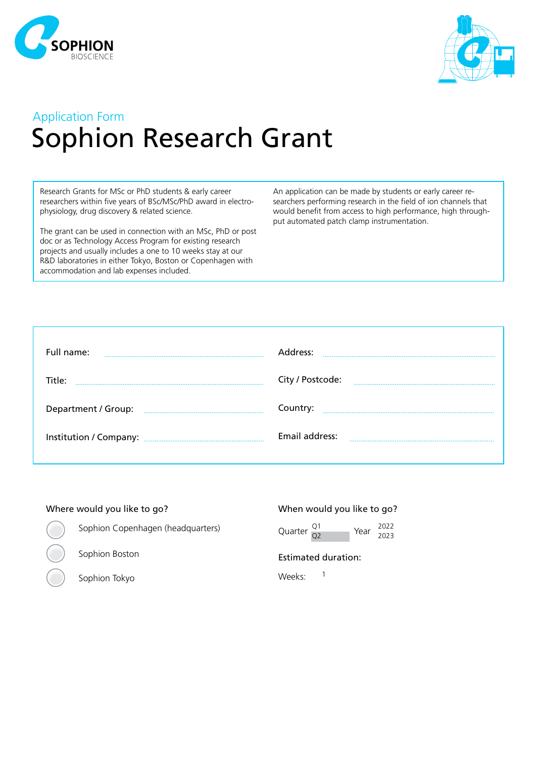Application Form

# Sophion Research Grant

Research Grants for MSc or PhD students & early career researchers within five years of BSc/MSc/PhD award in electrophysiology, drug discovery & related science.

The grant can be used in connection with an MSc, PhD or post doc or as Technology Access Program for existing research projects and usually includes a one to 10 weeks stay at our R&D laboratories in either Tokyo, Boston or Copenhagen with accommodation and lab expenses included.

An application can be made by students or early career researchers performing research in the field of ion channels that would benefit from access to high performance, high throughput automated patch clamp instrumentation.

Full name: ..................................................

Title: ..................................................

Department / Group: ..................................................

Institution / Company: ..................................................

Address: ..................................................

City / Postcode: ..................................................

Country: ..................................................

Email address: ..................................................

**Where would you like to go?**

- ○ Sophion Copenhagen (headquarters)
- ○ Sophion Boston
- ○ Sophion Tokyo

**When would you like to go?**

Quarter: Q1 / Q2  Year: 2022 / 2023

**Estimated duration:**

Weeks: 1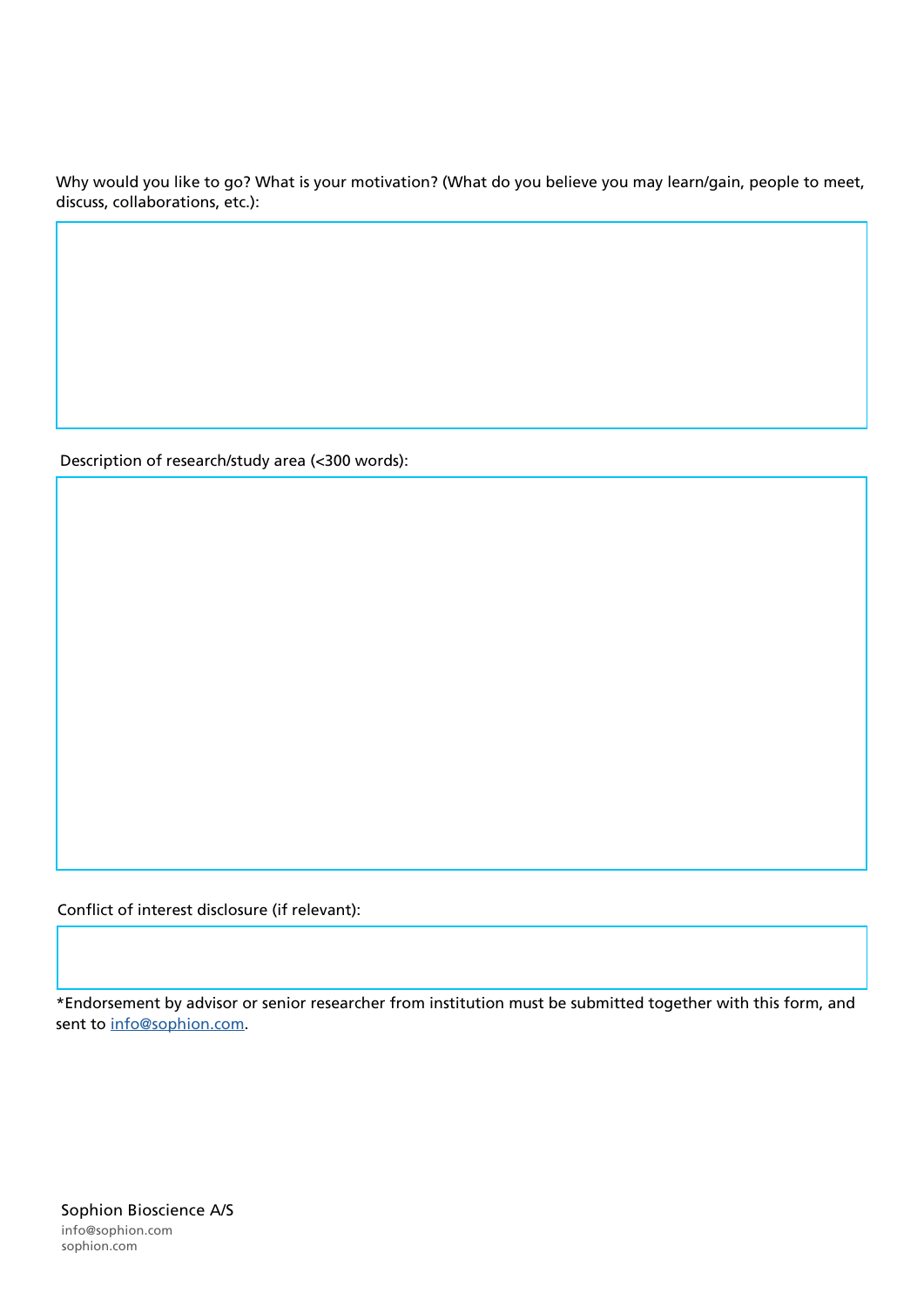Why would you like to go? What is your motivation? (What do you believe you may learn/gain, people to meet, discuss, collaborations, etc.):

Description of research/study area (<300 words):

Conflict of interest disclosure (if relevant):

*Endorsement by advisor or senior researcher from institution must be submitted together with this form, and sent to info@sophion.com.

Sophion Bioscience A/S
info@sophion.com
sophion.com